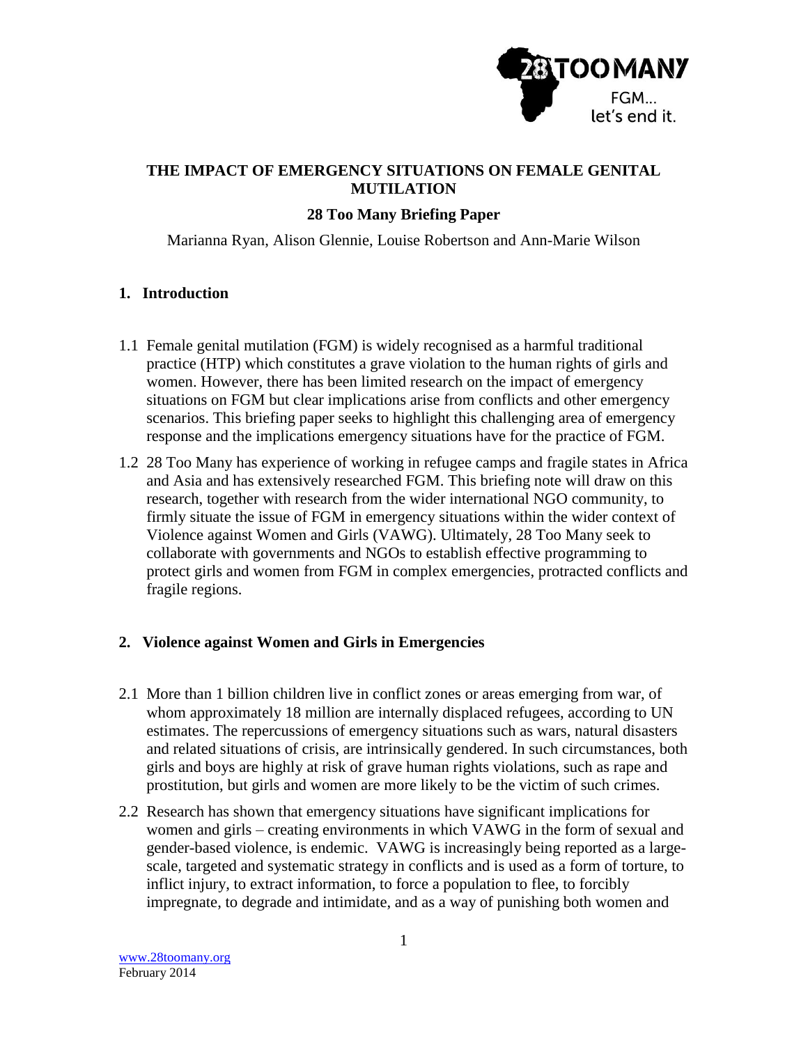# THE IMPACT OF EMERGENCY SITUATIONS ON FEMALE GENITAL MUTILATION

## 28 Too Many Briefing Paper

Marianna Ryan, Alison Glennie, Louise Robertson and Ann-Marie Wilson

## 1. Introduction

1.1 Female genital mutilation (FGM) is widely recognised as a harmful traditional practice (HTP) which constitutes a grave violation to the human rights of girls and women. However, there has been limited research on the impact of emergency situations on FGM but clear implications arise from conflicts and other emergency scenarios. This briefing paper seeks to highlight this challenging area of emergency response and the implications emergency situations have for the practice of FGM.

1.2 28 Too Many has experience of working in refugee camps and fragile states in Africa and Asia and has extensively researched FGM. This briefing note will draw on this research, together with research from the wider international NGO community, to firmly situate the issue of FGM in emergency situations within the wider context of Violence against Women and Girls (VAWG). Ultimately, 28 Too Many seek to collaborate with governments and NGOs to establish effective programming to protect girls and women from FGM in complex emergencies, protracted conflicts and fragile regions.

## 2. Violence against Women and Girls in Emergencies

2.1 More than 1 billion children live in conflict zones or areas emerging from war, of whom approximately 18 million are internally displaced refugees, according to UN estimates. The repercussions of emergency situations such as wars, natural disasters and related situations of crisis, are intrinsically gendered. In such circumstances, both girls and boys are highly at risk of grave human rights violations, such as rape and prostitution, but girls and women are more likely to be the victim of such crimes.

2.2 Research has shown that emergency situations have significant implications for women and girls – creating environments in which VAWG in the form of sexual and gender-based violence, is endemic. VAWG is increasingly being reported as a large-scale, targeted and systematic strategy in conflicts and is used as a form of torture, to inflict injury, to extract information, to force a population to flee, to forcibly impregnate, to degrade and intimidate, and as a way of punishing both women and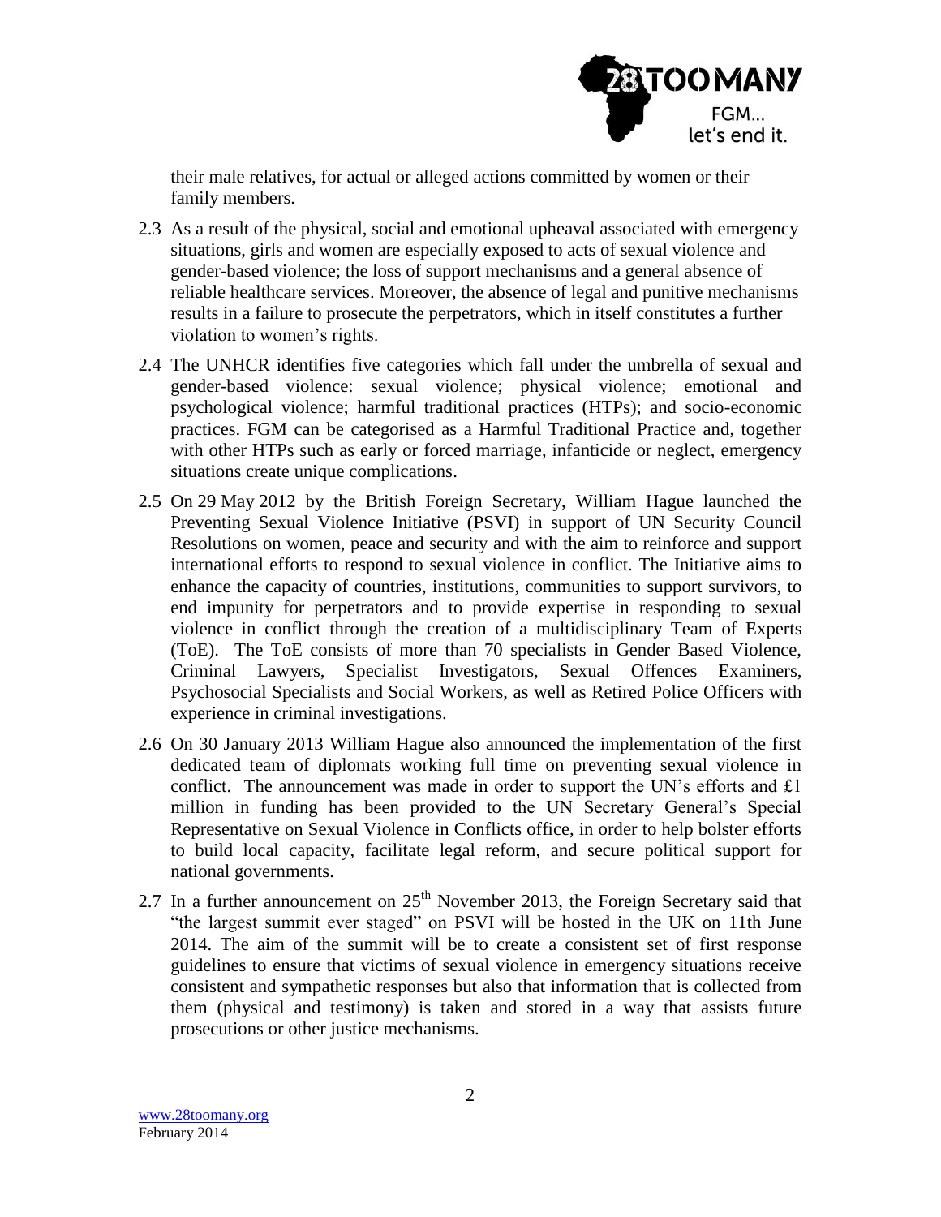their male relatives, for actual or alleged actions committed by women or their family members.

2.3 As a result of the physical, social and emotional upheaval associated with emergency situations, girls and women are especially exposed to acts of sexual violence and gender-based violence; the loss of support mechanisms and a general absence of reliable healthcare services. Moreover, the absence of legal and punitive mechanisms results in a failure to prosecute the perpetrators, which in itself constitutes a further violation to women's rights.

2.4 The UNHCR identifies five categories which fall under the umbrella of sexual and gender-based violence: sexual violence; physical violence; emotional and psychological violence; harmful traditional practices (HTPs); and socio-economic practices. FGM can be categorised as a Harmful Traditional Practice and, together with other HTPs such as early or forced marriage, infanticide or neglect, emergency situations create unique complications.

2.5 On 29 May 2012 by the British Foreign Secretary, William Hague launched the Preventing Sexual Violence Initiative (PSVI) in support of UN Security Council Resolutions on women, peace and security and with the aim to reinforce and support international efforts to respond to sexual violence in conflict. The Initiative aims to enhance the capacity of countries, institutions, communities to support survivors, to end impunity for perpetrators and to provide expertise in responding to sexual violence in conflict through the creation of a multidisciplinary Team of Experts (ToE). The ToE consists of more than 70 specialists in Gender Based Violence, Criminal Lawyers, Specialist Investigators, Sexual Offences Examiners, Psychosocial Specialists and Social Workers, as well as Retired Police Officers with experience in criminal investigations.

2.6 On 30 January 2013 William Hague also announced the implementation of the first dedicated team of diplomats working full time on preventing sexual violence in conflict. The announcement was made in order to support the UN's efforts and £1 million in funding has been provided to the UN Secretary General's Special Representative on Sexual Violence in Conflicts office, in order to help bolster efforts to build local capacity, facilitate legal reform, and secure political support for national governments.

2.7 In a further announcement on 25th November 2013, the Foreign Secretary said that "the largest summit ever staged" on PSVI will be hosted in the UK on 11th June 2014. The aim of the summit will be to create a consistent set of first response guidelines to ensure that victims of sexual violence in emergency situations receive consistent and sympathetic responses but also that information that is collected from them (physical and testimony) is taken and stored in a way that assists future prosecutions or other justice mechanisms.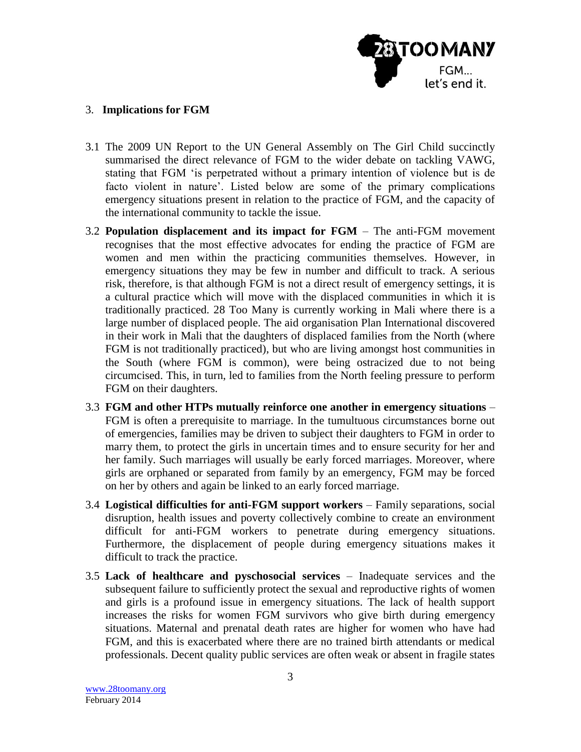## 3. Implications for FGM

3.1 The 2009 UN Report to the UN General Assembly on The Girl Child succinctly summarised the direct relevance of FGM to the wider debate on tackling VAWG, stating that FGM 'is perpetrated without a primary intention of violence but is de facto violent in nature'. Listed below are some of the primary complications emergency situations present in relation to the practice of FGM, and the capacity of the international community to tackle the issue.

3.2 **Population displacement and its impact for FGM** – The anti-FGM movement recognises that the most effective advocates for ending the practice of FGM are women and men within the practicing communities themselves. However, in emergency situations they may be few in number and difficult to track. A serious risk, therefore, is that although FGM is not a direct result of emergency settings, it is a cultural practice which will move with the displaced communities in which it is traditionally practiced. 28 Too Many is currently working in Mali where there is a large number of displaced people. The aid organisation Plan International discovered in their work in Mali that the daughters of displaced families from the North (where FGM is not traditionally practiced), but who are living amongst host communities in the South (where FGM is common), were being ostracized due to not being circumcised. This, in turn, led to families from the North feeling pressure to perform FGM on their daughters.

3.3 **FGM and other HTPs mutually reinforce one another in emergency situations** – FGM is often a prerequisite to marriage. In the tumultuous circumstances borne out of emergencies, families may be driven to subject their daughters to FGM in order to marry them, to protect the girls in uncertain times and to ensure security for her and her family. Such marriages will usually be early forced marriages. Moreover, where girls are orphaned or separated from family by an emergency, FGM may be forced on her by others and again be linked to an early forced marriage.

3.4 **Logistical difficulties for anti-FGM support workers** – Family separations, social disruption, health issues and poverty collectively combine to create an environment difficult for anti-FGM workers to penetrate during emergency situations. Furthermore, the displacement of people during emergency situations makes it difficult to track the practice.

3.5 **Lack of healthcare and pyschosocial services** – Inadequate services and the subsequent failure to sufficiently protect the sexual and reproductive rights of women and girls is a profound issue in emergency situations. The lack of health support increases the risks for women FGM survivors who give birth during emergency situations. Maternal and prenatal death rates are higher for women who have had FGM, and this is exacerbated where there are no trained birth attendants or medical professionals. Decent quality public services are often weak or absent in fragile states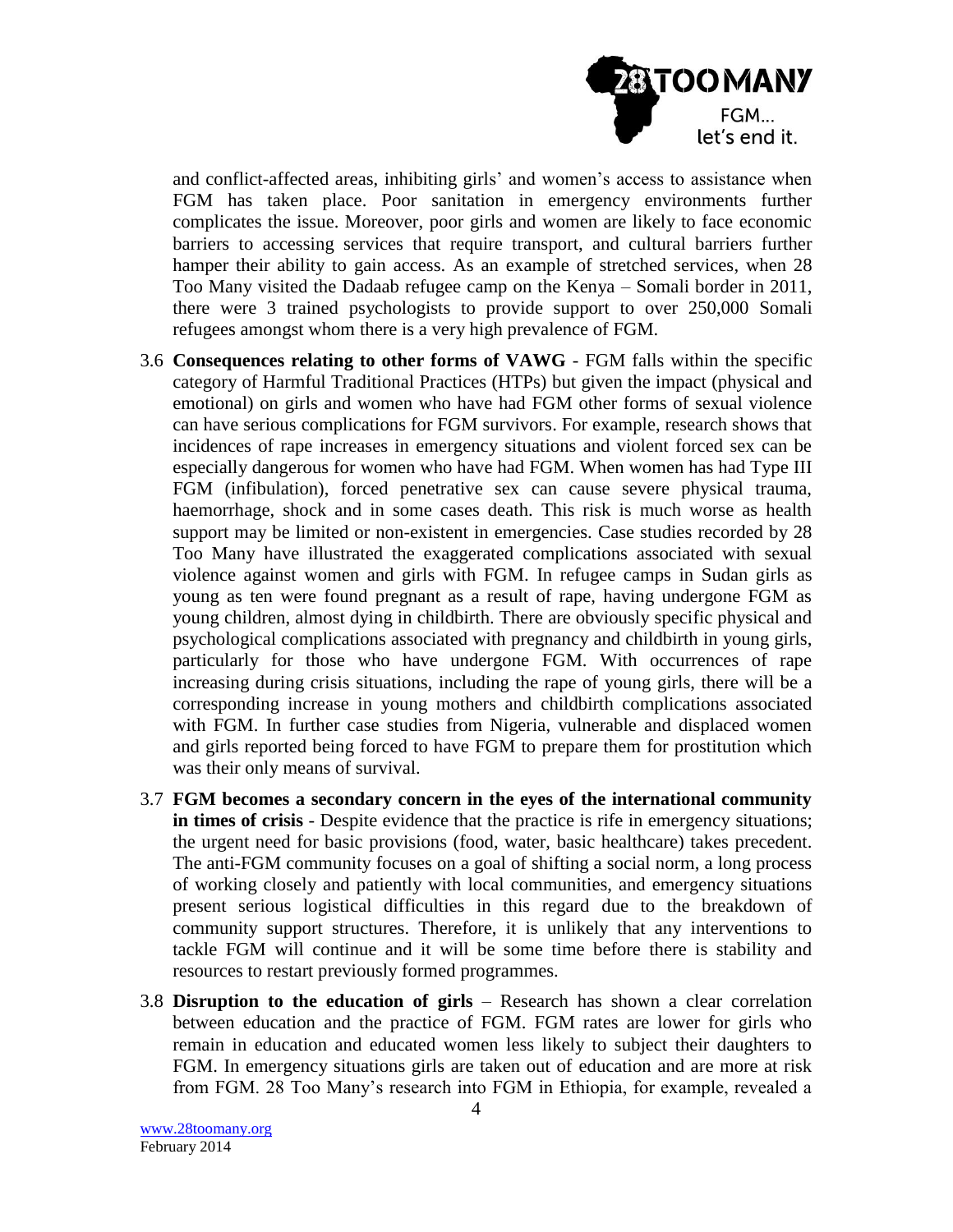and conflict-affected areas, inhibiting girls' and women's access to assistance when FGM has taken place. Poor sanitation in emergency environments further complicates the issue. Moreover, poor girls and women are likely to face economic barriers to accessing services that require transport, and cultural barriers further hamper their ability to gain access. As an example of stretched services, when 28 Too Many visited the Dadaab refugee camp on the Kenya – Somali border in 2011, there were 3 trained psychologists to provide support to over 250,000 Somali refugees amongst whom there is a very high prevalence of FGM.

3.6 **Consequences relating to other forms of VAWG** - FGM falls within the specific category of Harmful Traditional Practices (HTPs) but given the impact (physical and emotional) on girls and women who have had FGM other forms of sexual violence can have serious complications for FGM survivors. For example, research shows that incidences of rape increases in emergency situations and violent forced sex can be especially dangerous for women who have had FGM. When women has had Type III FGM (infibulation), forced penetrative sex can cause severe physical trauma, haemorrhage, shock and in some cases death. This risk is much worse as health support may be limited or non-existent in emergencies. Case studies recorded by 28 Too Many have illustrated the exaggerated complications associated with sexual violence against women and girls with FGM. In refugee camps in Sudan girls as young as ten were found pregnant as a result of rape, having undergone FGM as young children, almost dying in childbirth. There are obviously specific physical and psychological complications associated with pregnancy and childbirth in young girls, particularly for those who have undergone FGM. With occurrences of rape increasing during crisis situations, including the rape of young girls, there will be a corresponding increase in young mothers and childbirth complications associated with FGM. In further case studies from Nigeria, vulnerable and displaced women and girls reported being forced to have FGM to prepare them for prostitution which was their only means of survival.

3.7 **FGM becomes a secondary concern in the eyes of the international community in times of crisis** - Despite evidence that the practice is rife in emergency situations; the urgent need for basic provisions (food, water, basic healthcare) takes precedent. The anti-FGM community focuses on a goal of shifting a social norm, a long process of working closely and patiently with local communities, and emergency situations present serious logistical difficulties in this regard due to the breakdown of community support structures. Therefore, it is unlikely that any interventions to tackle FGM will continue and it will be some time before there is stability and resources to restart previously formed programmes.

3.8 **Disruption to the education of girls** – Research has shown a clear correlation between education and the practice of FGM. FGM rates are lower for girls who remain in education and educated women less likely to subject their daughters to FGM. In emergency situations girls are taken out of education and are more at risk from FGM. 28 Too Many's research into FGM in Ethiopia, for example, revealed a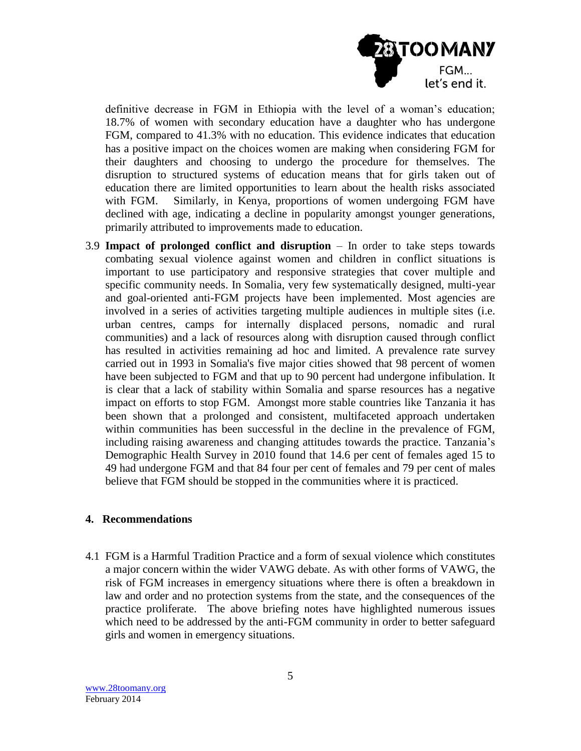definitive decrease in FGM in Ethiopia with the level of a woman's education; 18.7% of women with secondary education have a daughter who has undergone FGM, compared to 41.3% with no education. This evidence indicates that education has a positive impact on the choices women are making when considering FGM for their daughters and choosing to undergo the procedure for themselves. The disruption to structured systems of education means that for girls taken out of education there are limited opportunities to learn about the health risks associated with FGM. Similarly, in Kenya, proportions of women undergoing FGM have declined with age, indicating a decline in popularity amongst younger generations, primarily attributed to improvements made to education.

3.9 **Impact of prolonged conflict and disruption** – In order to take steps towards combating sexual violence against women and children in conflict situations is important to use participatory and responsive strategies that cover multiple and specific community needs. In Somalia, very few systematically designed, multi-year and goal-oriented anti-FGM projects have been implemented. Most agencies are involved in a series of activities targeting multiple audiences in multiple sites (i.e. urban centres, camps for internally displaced persons, nomadic and rural communities) and a lack of resources along with disruption caused through conflict has resulted in activities remaining ad hoc and limited. A prevalence rate survey carried out in 1993 in Somalia's five major cities showed that 98 percent of women have been subjected to FGM and that up to 90 percent had undergone infibulation. It is clear that a lack of stability within Somalia and sparse resources has a negative impact on efforts to stop FGM. Amongst more stable countries like Tanzania it has been shown that a prolonged and consistent, multifaceted approach undertaken within communities has been successful in the decline in the prevalence of FGM, including raising awareness and changing attitudes towards the practice. Tanzania's Demographic Health Survey in 2010 found that 14.6 per cent of females aged 15 to 49 had undergone FGM and that 84 four per cent of females and 79 per cent of males believe that FGM should be stopped in the communities where it is practiced.

## 4. Recommendations

4.1 FGM is a Harmful Tradition Practice and a form of sexual violence which constitutes a major concern within the wider VAWG debate. As with other forms of VAWG, the risk of FGM increases in emergency situations where there is often a breakdown in law and order and no protection systems from the state, and the consequences of the practice proliferate. The above briefing notes have highlighted numerous issues which need to be addressed by the anti-FGM community in order to better safeguard girls and women in emergency situations.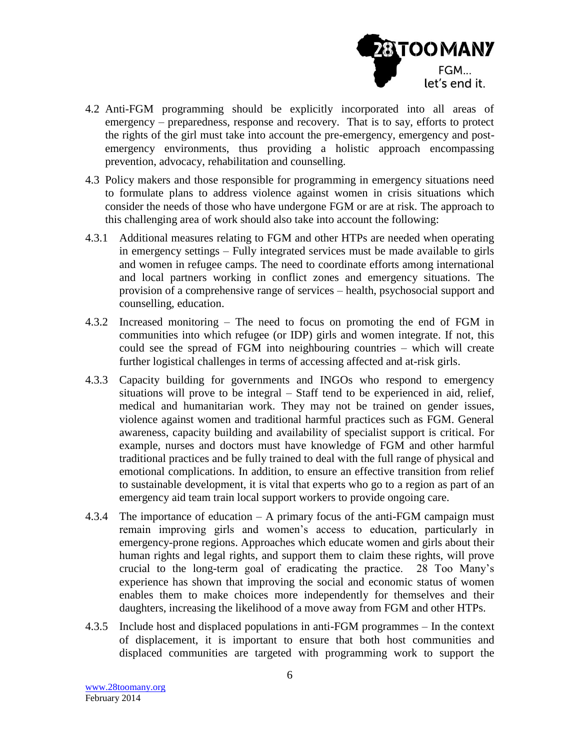4.2 Anti-FGM programming should be explicitly incorporated into all areas of emergency – preparedness, response and recovery. That is to say, efforts to protect the rights of the girl must take into account the pre-emergency, emergency and post-emergency environments, thus providing a holistic approach encompassing prevention, advocacy, rehabilitation and counselling.

4.3 Policy makers and those responsible for programming in emergency situations need to formulate plans to address violence against women in crisis situations which consider the needs of those who have undergone FGM or are at risk. The approach to this challenging area of work should also take into account the following:

4.3.1 Additional measures relating to FGM and other HTPs are needed when operating in emergency settings – Fully integrated services must be made available to girls and women in refugee camps. The need to coordinate efforts among international and local partners working in conflict zones and emergency situations. The provision of a comprehensive range of services – health, psychosocial support and counselling, education.

4.3.2 Increased monitoring – The need to focus on promoting the end of FGM in communities into which refugee (or IDP) girls and women integrate. If not, this could see the spread of FGM into neighbouring countries – which will create further logistical challenges in terms of accessing affected and at-risk girls.

4.3.3 Capacity building for governments and INGOs who respond to emergency situations will prove to be integral – Staff tend to be experienced in aid, relief, medical and humanitarian work. They may not be trained on gender issues, violence against women and traditional harmful practices such as FGM. General awareness, capacity building and availability of specialist support is critical. For example, nurses and doctors must have knowledge of FGM and other harmful traditional practices and be fully trained to deal with the full range of physical and emotional complications. In addition, to ensure an effective transition from relief to sustainable development, it is vital that experts who go to a region as part of an emergency aid team train local support workers to provide ongoing care.

4.3.4 The importance of education – A primary focus of the anti-FGM campaign must remain improving girls and women's access to education, particularly in emergency-prone regions. Approaches which educate women and girls about their human rights and legal rights, and support them to claim these rights, will prove crucial to the long-term goal of eradicating the practice. 28 Too Many's experience has shown that improving the social and economic status of women enables them to make choices more independently for themselves and their daughters, increasing the likelihood of a move away from FGM and other HTPs.

4.3.5 Include host and displaced populations in anti-FGM programmes – In the context of displacement, it is important to ensure that both host communities and displaced communities are targeted with programming work to support the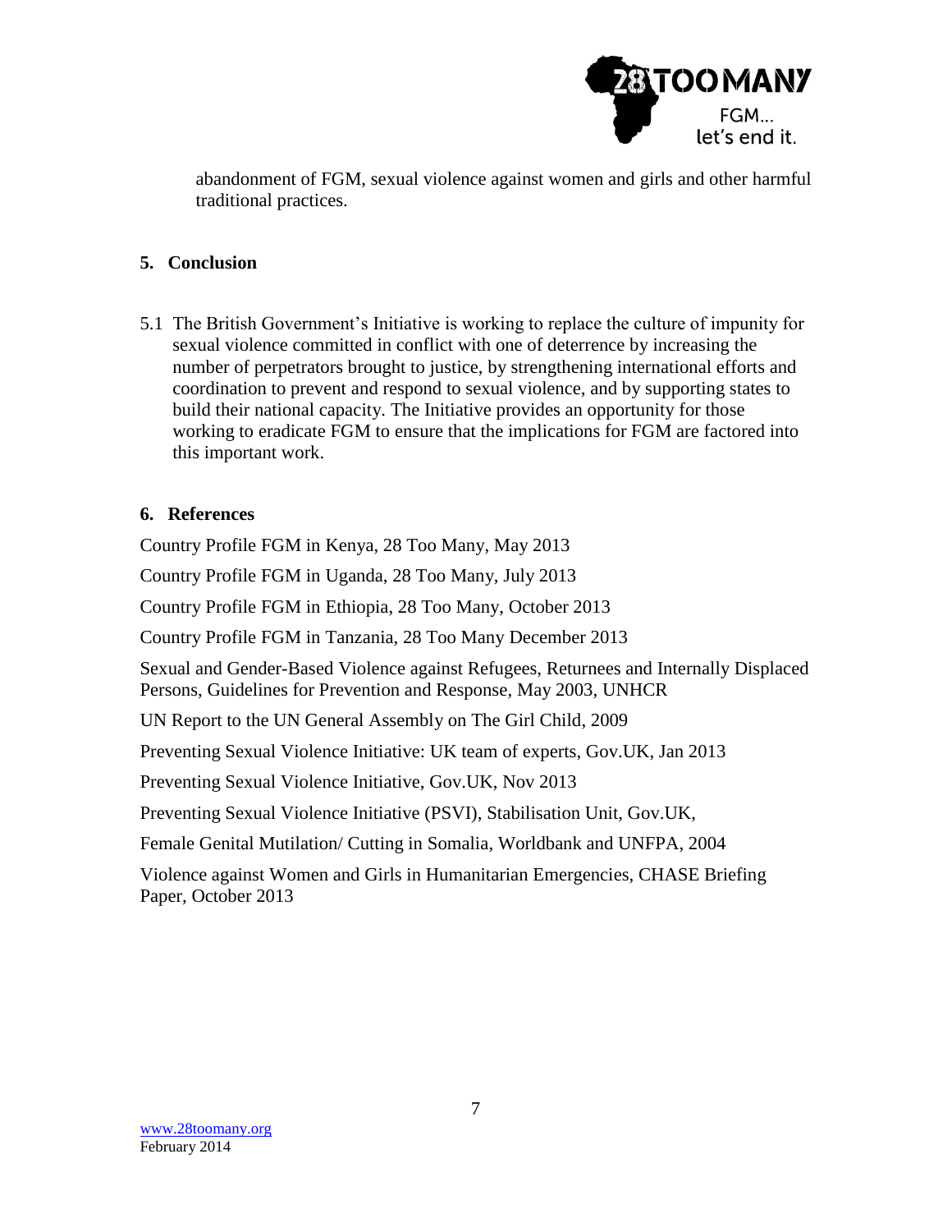abandonment of FGM, sexual violence against women and girls and other harmful traditional practices.

## 5. Conclusion

5.1 The British Government's Initiative is working to replace the culture of impunity for sexual violence committed in conflict with one of deterrence by increasing the number of perpetrators brought to justice, by strengthening international efforts and coordination to prevent and respond to sexual violence, and by supporting states to build their national capacity. The Initiative provides an opportunity for those working to eradicate FGM to ensure that the implications for FGM are factored into this important work.

## 6. References

Country Profile FGM in Kenya, 28 Too Many, May 2013

Country Profile FGM in Uganda, 28 Too Many, July 2013

Country Profile FGM in Ethiopia, 28 Too Many, October 2013

Country Profile FGM in Tanzania, 28 Too Many December 2013

Sexual and Gender-Based Violence against Refugees, Returnees and Internally Displaced Persons, Guidelines for Prevention and Response, May 2003, UNHCR

UN Report to the UN General Assembly on The Girl Child, 2009

Preventing Sexual Violence Initiative: UK team of experts, Gov.UK, Jan 2013

Preventing Sexual Violence Initiative, Gov.UK, Nov 2013

Preventing Sexual Violence Initiative (PSVI), Stabilisation Unit, Gov.UK,

Female Genital Mutilation/ Cutting in Somalia, Worldbank and UNFPA, 2004

Violence against Women and Girls in Humanitarian Emergencies, CHASE Briefing Paper, October 2013